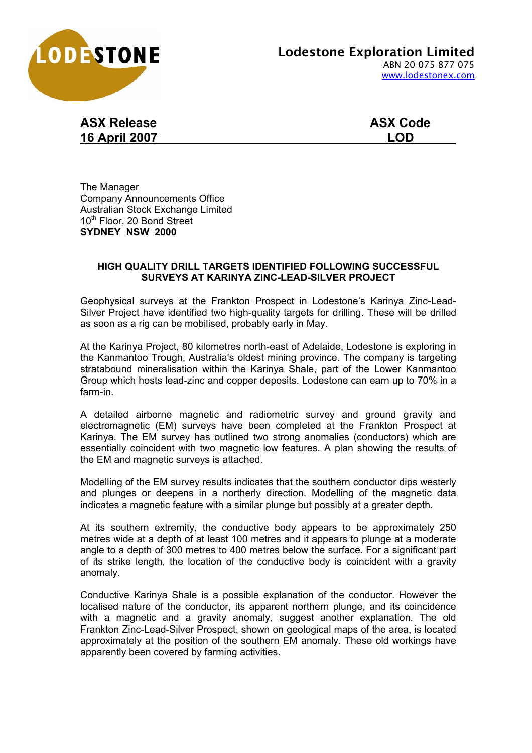**Lodestone Exploration Limited**
ABN 20 075 877 075
www.lodestonex.com

**ASX Release** **ASX Code**
**16 April 2007** **LOD**

The Manager
Company Announcements Office
Australian Stock Exchange Limited
10th Floor, 20 Bond Street
**SYDNEY NSW 2000**

**HIGH QUALITY DRILL TARGETS IDENTIFIED FOLLOWING SUCCESSFUL SURVEYS AT KARINYA ZINC-LEAD-SILVER PROJECT**

Geophysical surveys at the Frankton Prospect in Lodestone's Karinya Zinc-Lead-Silver Project have identified two high-quality targets for drilling. These will be drilled as soon as a rig can be mobilised, probably early in May.

At the Karinya Project, 80 kilometres north-east of Adelaide, Lodestone is exploring in the Kanmantoo Trough, Australia's oldest mining province. The company is targeting stratabound mineralisation within the Karinya Shale, part of the Lower Kanmantoo Group which hosts lead-zinc and copper deposits. Lodestone can earn up to 70% in a farm-in.

A detailed airborne magnetic and radiometric survey and ground gravity and electromagnetic (EM) surveys have been completed at the Frankton Prospect at Karinya. The EM survey has outlined two strong anomalies (conductors) which are essentially coincident with two magnetic low features. A plan showing the results of the EM and magnetic surveys is attached.

Modelling of the EM survey results indicates that the southern conductor dips westerly and plunges or deepens in a northerly direction. Modelling of the magnetic data indicates a magnetic feature with a similar plunge but possibly at a greater depth.

At its southern extremity, the conductive body appears to be approximately 250 metres wide at a depth of at least 100 metres and it appears to plunge at a moderate angle to a depth of 300 metres to 400 metres below the surface. For a significant part of its strike length, the location of the conductive body is coincident with a gravity anomaly.

Conductive Karinya Shale is a possible explanation of the conductor. However the localised nature of the conductor, its apparent northern plunge, and its coincidence with a magnetic and a gravity anomaly, suggest another explanation. The old Frankton Zinc-Lead-Silver Prospect, shown on geological maps of the area, is located approximately at the position of the southern EM anomaly. These old workings have apparently been covered by farming activities.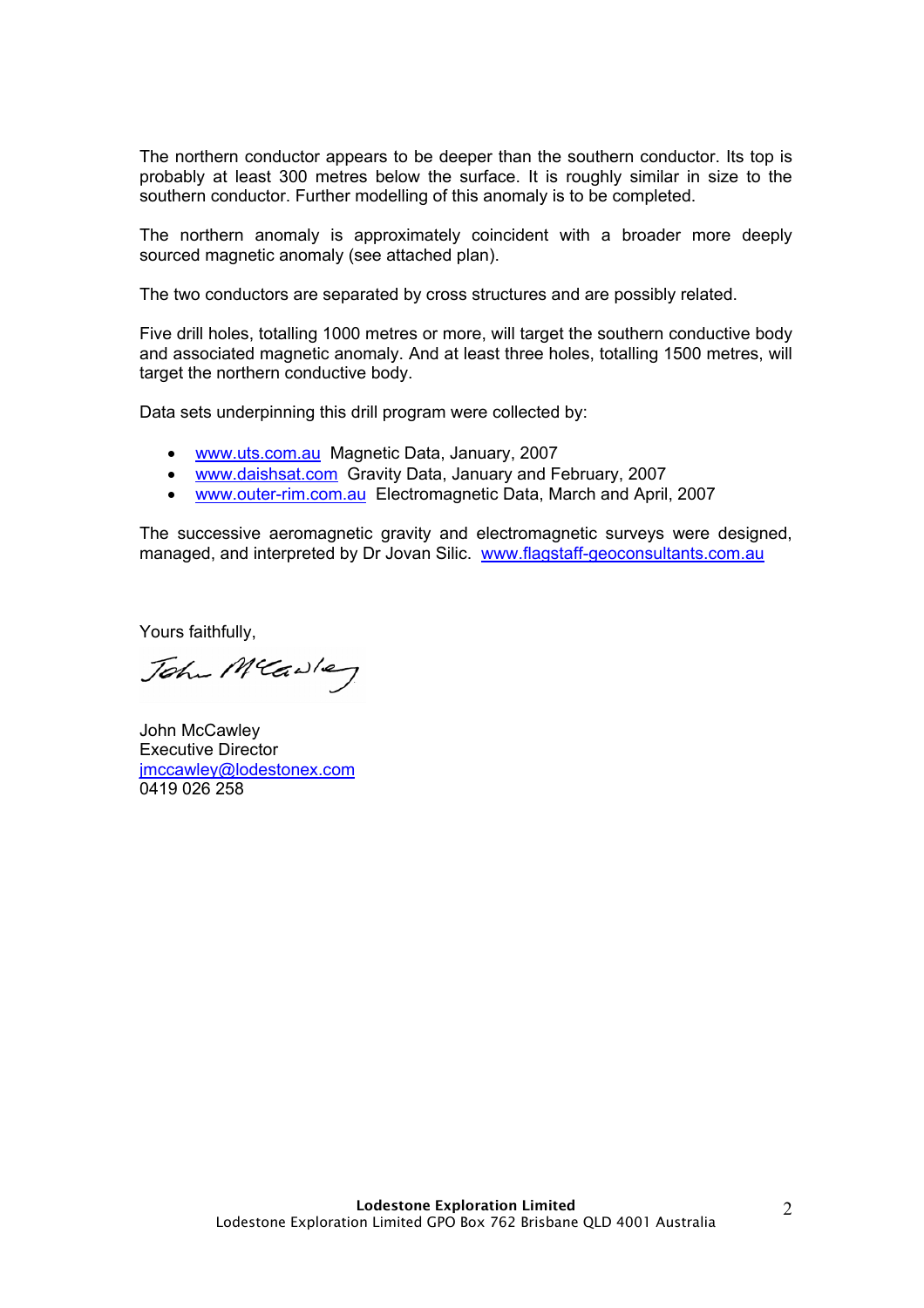The northern conductor appears to be deeper than the southern conductor. Its top is probably at least 300 metres below the surface. It is roughly similar in size to the southern conductor. Further modelling of this anomaly is to be completed.

The northern anomaly is approximately coincident with a broader more deeply sourced magnetic anomaly (see attached plan).

The two conductors are separated by cross structures and are possibly related.

Five drill holes, totalling 1000 metres or more, will target the southern conductive body and associated magnetic anomaly. And at least three holes, totalling 1500 metres, will target the northern conductive body.

Data sets underpinning this drill program were collected by:

- www.uts.com.au Magnetic Data, January, 2007
- www.daishsat.com Gravity Data, January and February, 2007
- www.outer-rim.com.au Electromagnetic Data, March and April, 2007

The successive aeromagnetic gravity and electromagnetic surveys were designed, managed, and interpreted by Dr Jovan Silic. www.flagstaff-geoconsultants.com.au

Yours faithfully,

John McCawley
Executive Director
jmccawley@lodestonex.com
0419 026 258

**Lodestone Exploration Limited**
Lodestone Exploration Limited GPO Box 762 Brisbane QLD 4001 Australia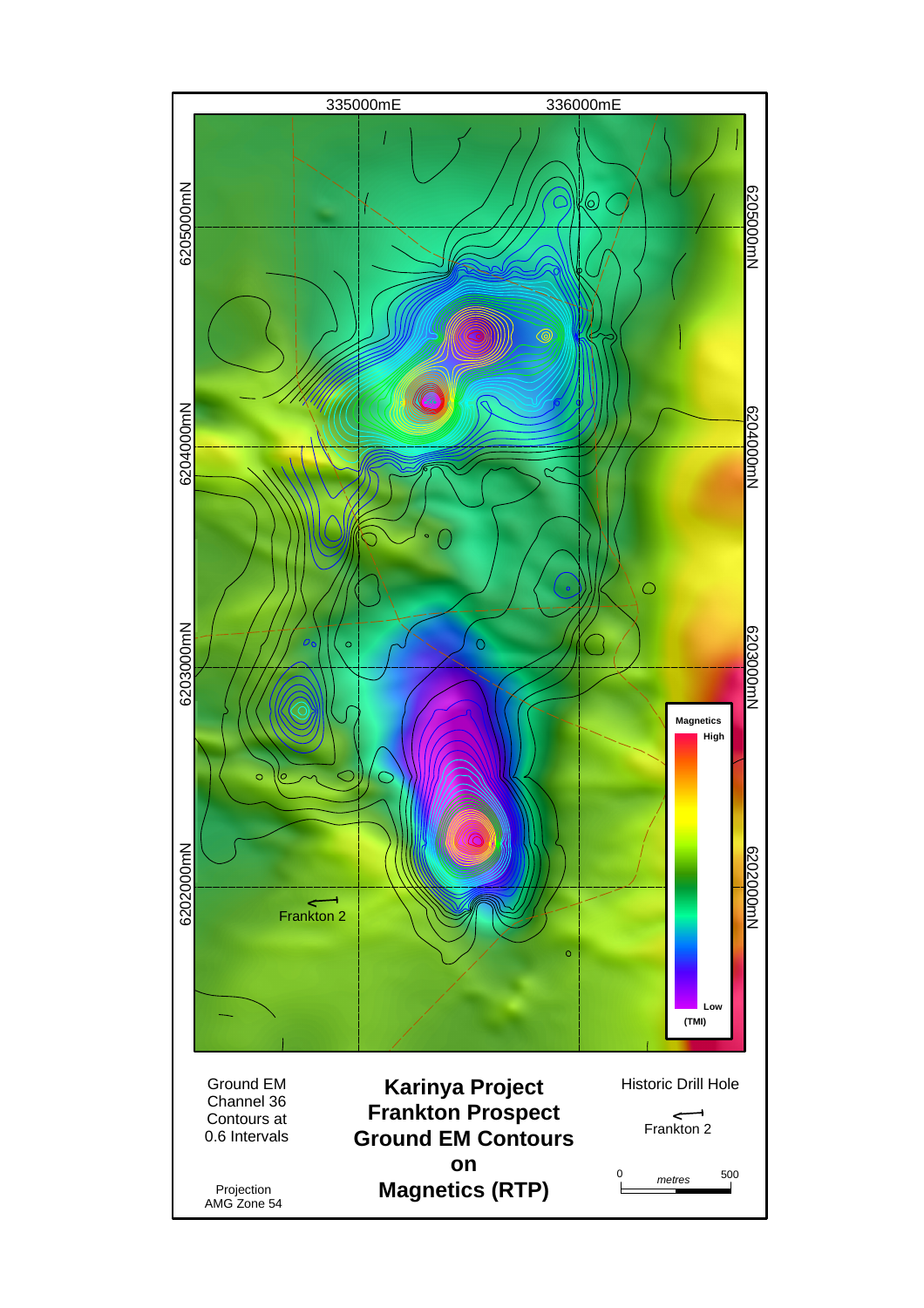335000mE

336000mE

6205000mN

6204000mN

6203000mN

6202000mN

Frankton 2

Magnetics

High

Low

(TMI)

Ground EM
Channel 36
Contours at
0.6 Intervals

Projection
AMG Zone 54

**Karinya Project**
**Frankton Prospect**
**Ground EM Contours**
**on**
**Magnetics (RTP)**

Historic Drill Hole

Frankton 2

0

*metres*

500